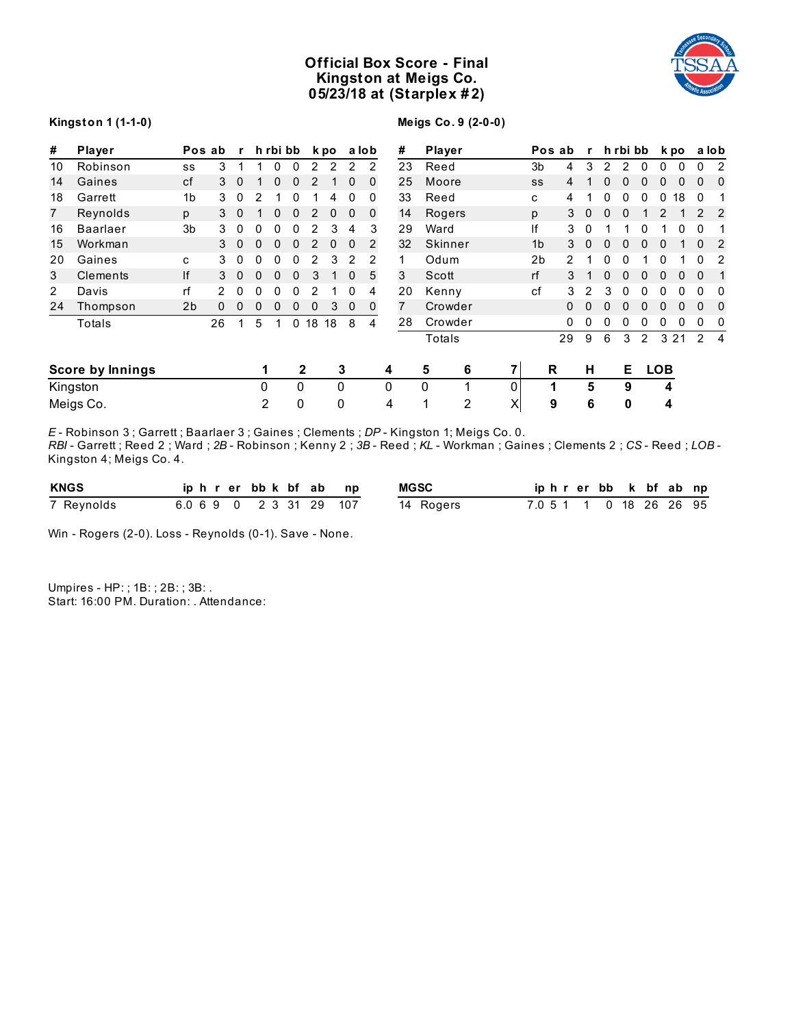# Official Box Score - Final
## Kingston at Meigs Co.
## 05/23/18 at (Starplex #2)

**Kingston 1 (1-1-0)**

| # | Player | Pos | ab | r | h | rbi | bb | k | po | a | lob |
|---|---|---|---|---|---|---|---|---|---|---|---|
| 10 | Robinson | ss | 3 | 1 | 1 | 0 | 0 | 2 | 2 | 2 | 2 |
| 14 | Gaines | cf | 3 | 0 | 1 | 0 | 0 | 2 | 1 | 0 | 0 |
| 18 | Garrett | 1b | 3 | 0 | 2 | 1 | 0 | 1 | 4 | 0 | 0 |
| 7 | Reynolds | p | 3 | 0 | 1 | 0 | 0 | 2 | 0 | 0 | 0 |
| 16 | Baarlaer | 3b | 3 | 0 | 0 | 0 | 0 | 2 | 3 | 4 | 3 |
| 15 | Workman | | 3 | 0 | 0 | 0 | 0 | 2 | 0 | 0 | 2 |
| 20 | Gaines | c | 3 | 0 | 0 | 0 | 0 | 2 | 3 | 2 | 2 |
| 3 | Clements | lf | 3 | 0 | 0 | 0 | 0 | 3 | 1 | 0 | 5 |
| 2 | Davis | rf | 2 | 0 | 0 | 0 | 0 | 2 | 1 | 0 | 4 |
| 24 | Thompson | 2b | 0 | 0 | 0 | 0 | 0 | 0 | 3 | 0 | 0 |
| | Totals | | 26 | 1 | 5 | 1 | 0 | 18 | 18 | 8 | 4 |

**Meigs Co. 9 (2-0-0)**

| # | Player | Pos | ab | r | h | rbi | bb | k | po | a | lob |
|---|---|---|---|---|---|---|---|---|---|---|---|
| 23 | Reed | 3b | 4 | 3 | 2 | 2 | 0 | 0 | 0 | 0 | 2 |
| 25 | Moore | ss | 4 | 1 | 0 | 0 | 0 | 0 | 0 | 0 | 0 |
| 33 | Reed | c | 4 | 1 | 0 | 0 | 0 | 0 | 18 | 0 | 1 |
| 14 | Rogers | p | 3 | 0 | 0 | 0 | 1 | 2 | 1 | 2 | 2 |
| 29 | Ward | lf | 3 | 0 | 1 | 1 | 0 | 1 | 0 | 0 | 1 |
| 32 | Skinner | 1b | 3 | 0 | 0 | 0 | 0 | 0 | 1 | 0 | 2 |
| 1 | Odum | 2b | 2 | 1 | 0 | 0 | 1 | 0 | 1 | 0 | 2 |
| 3 | Scott | rf | 3 | 1 | 0 | 0 | 0 | 0 | 0 | 0 | 1 |
| 20 | Kenny | cf | 3 | 2 | 3 | 0 | 0 | 0 | 0 | 0 | 0 |
| 7 | Crowder | | 0 | 0 | 0 | 0 | 0 | 0 | 0 | 0 | 0 |
| 28 | Crowder | | 0 | 0 | 0 | 0 | 0 | 0 | 0 | 0 | 0 |
| | Totals | | 29 | 9 | 6 | 3 | 2 | 3 | 21 | 2 | 4 |

| Score by Innings | 1 | 2 | 3 | 4 | 5 | 6 | 7 | R | H | E | LOB |
|---|---|---|---|---|---|---|---|---|---|---|---|
| Kingston | 0 | 0 | 0 | 0 | 0 | 1 | 0 | **1** | **5** | **9** | **4** |
| Meigs Co. | 2 | 0 | 0 | 4 | 1 | 2 | X | **9** | **6** | **0** | **4** |

*E* - Robinson 3 ; Garrett ; Baarlaer 3 ; Gaines ; Clements ; *DP* - Kingston 1; Meigs Co. 0.
*RBI* - Garrett ; Reed 2 ; Ward ; *2B* - Robinson ; Kenny 2 ; *3B* - Reed ; *KL* - Workman ; Gaines ; Clements 2 ; *CS* - Reed ; *LOB* - Kingston 4; Meigs Co. 4.

| KNGS | ip | h | r | er | bb | k | bf | ab | np |
|---|---|---|---|---|---|---|---|---|---|
| 7 Reynolds | 6.0 | 6 | 9 | 0 | 2 | 3 | 31 | 29 | 107 |

| MGSC | ip | h | r | er | bb | k | bf | ab | np |
|---|---|---|---|---|---|---|---|---|---|
| 14 Rogers | 7.0 | 5 | 1 | 1 | 0 | 18 | 26 | 26 | 95 |

Win - Rogers (2-0). Loss - Reynolds (0-1). Save - None.

Umpires - HP: ; 1B: ; 2B: ; 3B: .
Start: 16:00 PM. Duration: . Attendance: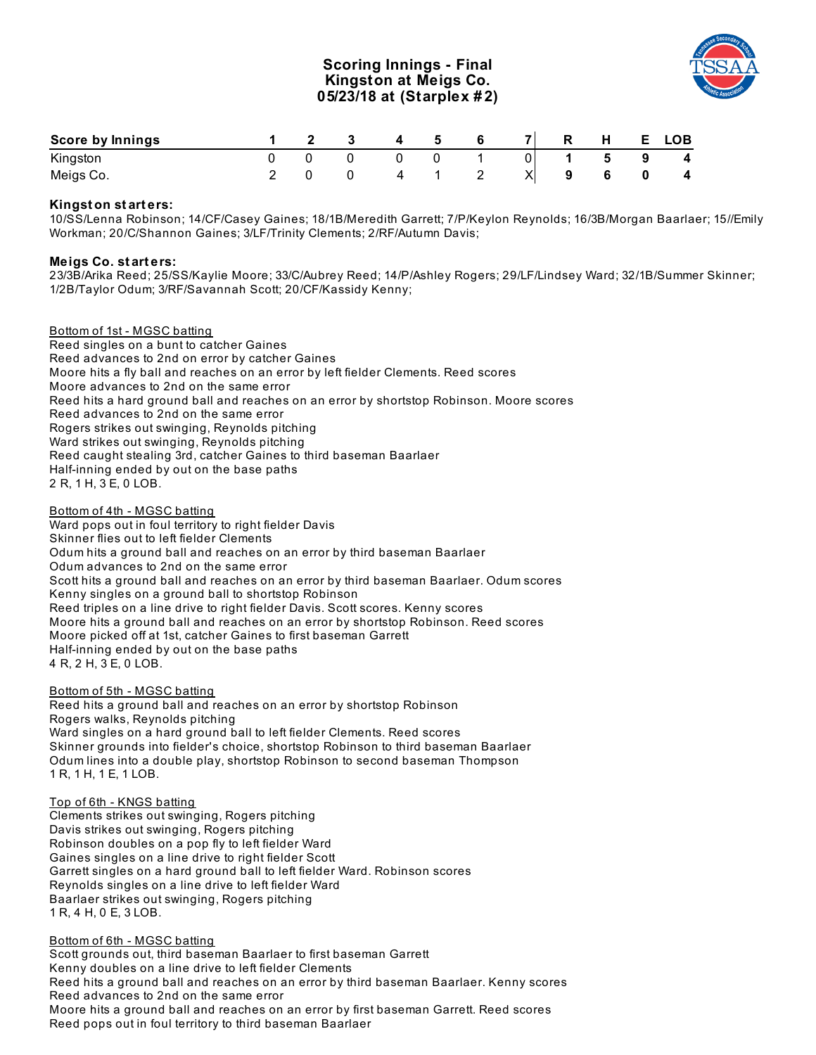# Scoring Innings - Final
## Kingston at Meigs Co.
## 05/23/18 at (Starplex #2)

| Score by Innings | 1 | 2 | 3 | 4 | 5 | 6 | 7 | R | H | E | LOB |
|---|---|---|---|---|---|---|---|---|---|---|---|
| Kingston | 0 | 0 | 0 | 0 | 0 | 1 | 0 | 1 | 5 | 9 | 4 |
| Meigs Co. | 2 | 0 | 0 | 4 | 1 | 2 | X | 9 | 6 | 0 | 4 |

**Kingston starters:**
10/SS/Lenna Robinson; 14/CF/Casey Gaines; 18/1B/Meredith Garrett; 7/P/Keylon Reynolds; 16/3B/Morgan Baarlaer; 15//Emily Workman; 20/C/Shannon Gaines; 3/LF/Trinity Clements; 2/RF/Autumn Davis;

**Meigs Co. starters:**
23/3B/Arika Reed; 25/SS/Kaylie Moore; 33/C/Aubrey Reed; 14/P/Ashley Rogers; 29/LF/Lindsey Ward; 32/1B/Summer Skinner; 1/2B/Taylor Odum; 3/RF/Savannah Scott; 20/CF/Kassidy Kenny;

Bottom of 1st - MGSC batting
Reed singles on a bunt to catcher Gaines
Reed advances to 2nd on error by catcher Gaines
Moore hits a fly ball and reaches on an error by left fielder Clements. Reed scores
Moore advances to 2nd on the same error
Reed hits a hard ground ball and reaches on an error by shortstop Robinson. Moore scores
Reed advances to 2nd on the same error
Rogers strikes out swinging, Reynolds pitching
Ward strikes out swinging, Reynolds pitching
Reed caught stealing 3rd, catcher Gaines to third baseman Baarlaer
Half-inning ended by out on the base paths
2 R, 1 H, 3 E, 0 LOB.

Bottom of 4th - MGSC batting
Ward pops out in foul territory to right fielder Davis
Skinner flies out to left fielder Clements
Odum hits a ground ball and reaches on an error by third baseman Baarlaer
Odum advances to 2nd on the same error
Scott hits a ground ball and reaches on an error by third baseman Baarlaer. Odum scores
Kenny singles on a ground ball to shortstop Robinson
Reed triples on a line drive to right fielder Davis. Scott scores. Kenny scores
Moore hits a ground ball and reaches on an error by shortstop Robinson. Reed scores
Moore picked off at 1st, catcher Gaines to first baseman Garrett
Half-inning ended by out on the base paths
4 R, 2 H, 3 E, 0 LOB.

Bottom of 5th - MGSC batting
Reed hits a ground ball and reaches on an error by shortstop Robinson
Rogers walks, Reynolds pitching
Ward singles on a hard ground ball to left fielder Clements. Reed scores
Skinner grounds into fielder's choice, shortstop Robinson to third baseman Baarlaer
Odum lines into a double play, shortstop Robinson to second baseman Thompson
1 R, 1 H, 1 E, 1 LOB.

Top of 6th - KNGS batting
Clements strikes out swinging, Rogers pitching
Davis strikes out swinging, Rogers pitching
Robinson doubles on a pop fly to left fielder Ward
Gaines singles on a line drive to right fielder Scott
Garrett singles on a hard ground ball to left fielder Ward. Robinson scores
Reynolds singles on a line drive to left fielder Ward
Baarlaer strikes out swinging, Rogers pitching
1 R, 4 H, 0 E, 3 LOB.

Bottom of 6th - MGSC batting
Scott grounds out, third baseman Baarlaer to first baseman Garrett
Kenny doubles on a line drive to left fielder Clements
Reed hits a ground ball and reaches on an error by third baseman Baarlaer. Kenny scores
Reed advances to 2nd on the same error
Moore hits a ground ball and reaches on an error by first baseman Garrett. Reed scores
Reed pops out in foul territory to third baseman Baarlaer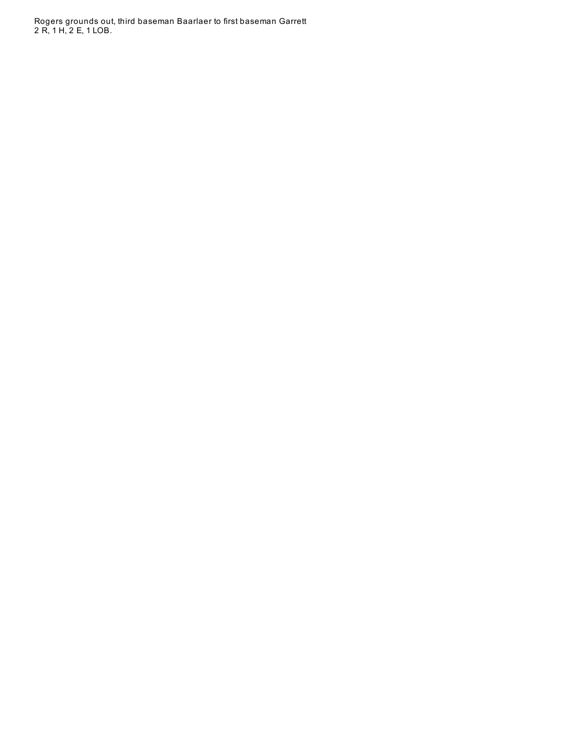Rogers grounds out, third baseman Baarlaer to first baseman Garrett
2 R, 1 H, 2 E, 1 LOB.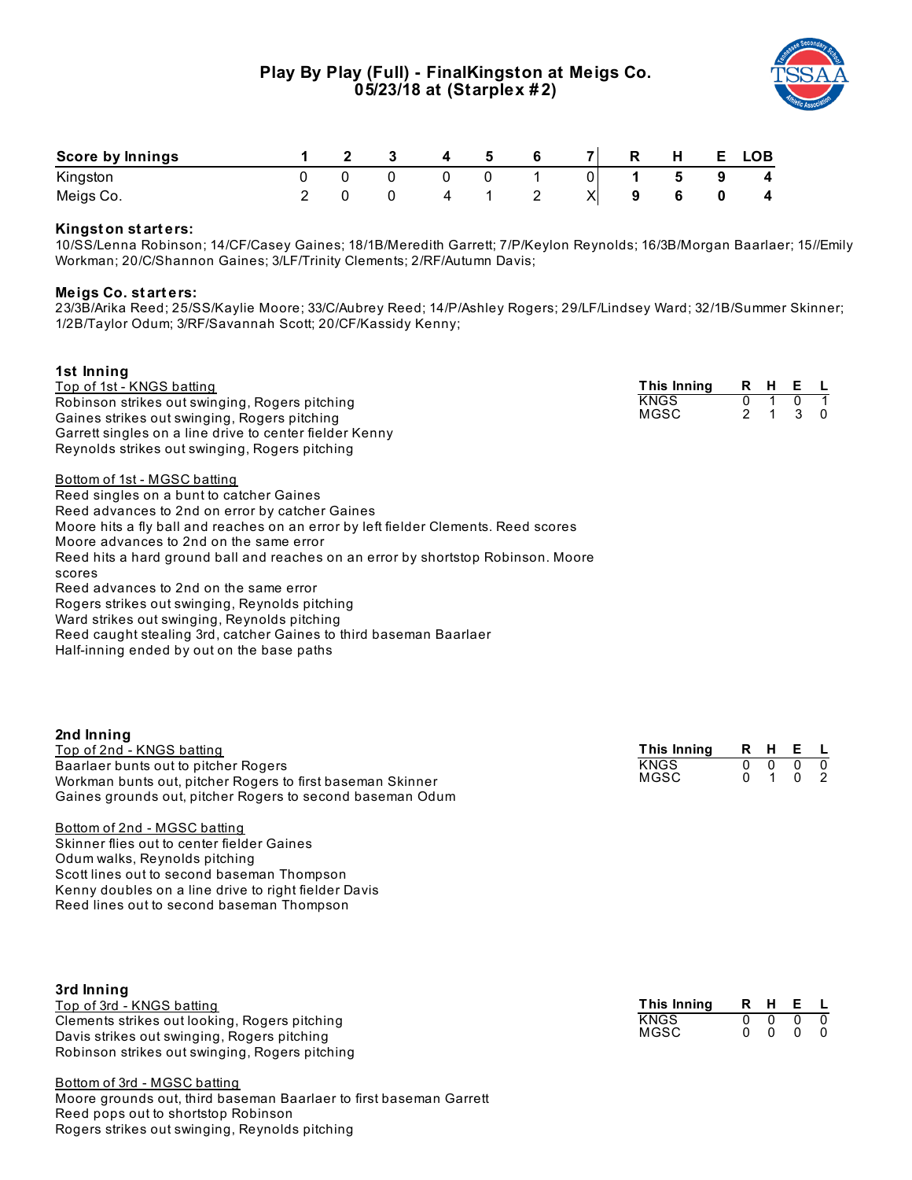# Play By Play (Full) - FinalKingston at Meigs Co.
## 05/23/18 at (Starplex #2)

| Score by Innings | 1 | 2 | 3 | 4 | 5 | 6 | 7 | R | H | E | LOB |
|---|---|---|---|---|---|---|---|---|---|---|---|
| Kingston | 0 | 0 | 0 | 0 | 0 | 1 | 0 | 1 | 5 | 9 | 4 |
| Meigs Co. | 2 | 0 | 0 | 4 | 1 | 2 | X | 9 | 6 | 0 | 4 |

**Kingston starters:**
10/SS/Lenna Robinson; 14/CF/Casey Gaines; 18/1B/Meredith Garrett; 7/P/Keylon Reynolds; 16/3B/Morgan Baarlaer; 15//Emily Workman; 20/C/Shannon Gaines; 3/LF/Trinity Clements; 2/RF/Autumn Davis;

**Meigs Co. starters:**
23/3B/Arika Reed; 25/SS/Kaylie Moore; 33/C/Aubrey Reed; 14/P/Ashley Rogers; 29/LF/Lindsey Ward; 32/1B/Summer Skinner; 1/2B/Taylor Odum; 3/RF/Savannah Scott; 20/CF/Kassidy Kenny;

### 1st Inning

Top of 1st - KNGS batting

Robinson strikes out swinging, Rogers pitching
Gaines strikes out swinging, Rogers pitching
Garrett singles on a line drive to center fielder Kenny
Reynolds strikes out swinging, Rogers pitching

Bottom of 1st - MGSC batting

Reed singles on a bunt to catcher Gaines
Reed advances to 2nd on error by catcher Gaines
Moore hits a fly ball and reaches on an error by left fielder Clements. Reed scores
Moore advances to 2nd on the same error
Reed hits a hard ground ball and reaches on an error by shortstop Robinson. Moore scores
Reed advances to 2nd on the same error
Rogers strikes out swinging, Reynolds pitching
Ward strikes out swinging, Reynolds pitching
Reed caught stealing 3rd, catcher Gaines to third baseman Baarlaer
Half-inning ended by out on the base paths

| This Inning | R | H | E | L |
|---|---|---|---|---|
| KNGS | 0 | 1 | 0 | 1 |
| MGSC | 2 | 1 | 3 | 0 |

### 2nd Inning

Top of 2nd - KNGS batting

Baarlaer bunts out to pitcher Rogers
Workman bunts out, pitcher Rogers to first baseman Skinner
Gaines grounds out, pitcher Rogers to second baseman Odum

Bottom of 2nd - MGSC batting

Skinner flies out to center fielder Gaines
Odum walks, Reynolds pitching
Scott lines out to second baseman Thompson
Kenny doubles on a line drive to right fielder Davis
Reed lines out to second baseman Thompson

| This Inning | R | H | E | L |
|---|---|---|---|---|
| KNGS | 0 | 0 | 0 | 0 |
| MGSC | 0 | 1 | 0 | 2 |

### 3rd Inning

Top of 3rd - KNGS batting

Clements strikes out looking, Rogers pitching
Davis strikes out swinging, Rogers pitching
Robinson strikes out swinging, Rogers pitching

Bottom of 3rd - MGSC batting

Moore grounds out, third baseman Baarlaer to first baseman Garrett
Reed pops out to shortstop Robinson
Rogers strikes out swinging, Reynolds pitching

| This Inning | R | H | E | L |
|---|---|---|---|---|
| KNGS | 0 | 0 | 0 | 0 |
| MGSC | 0 | 0 | 0 | 0 |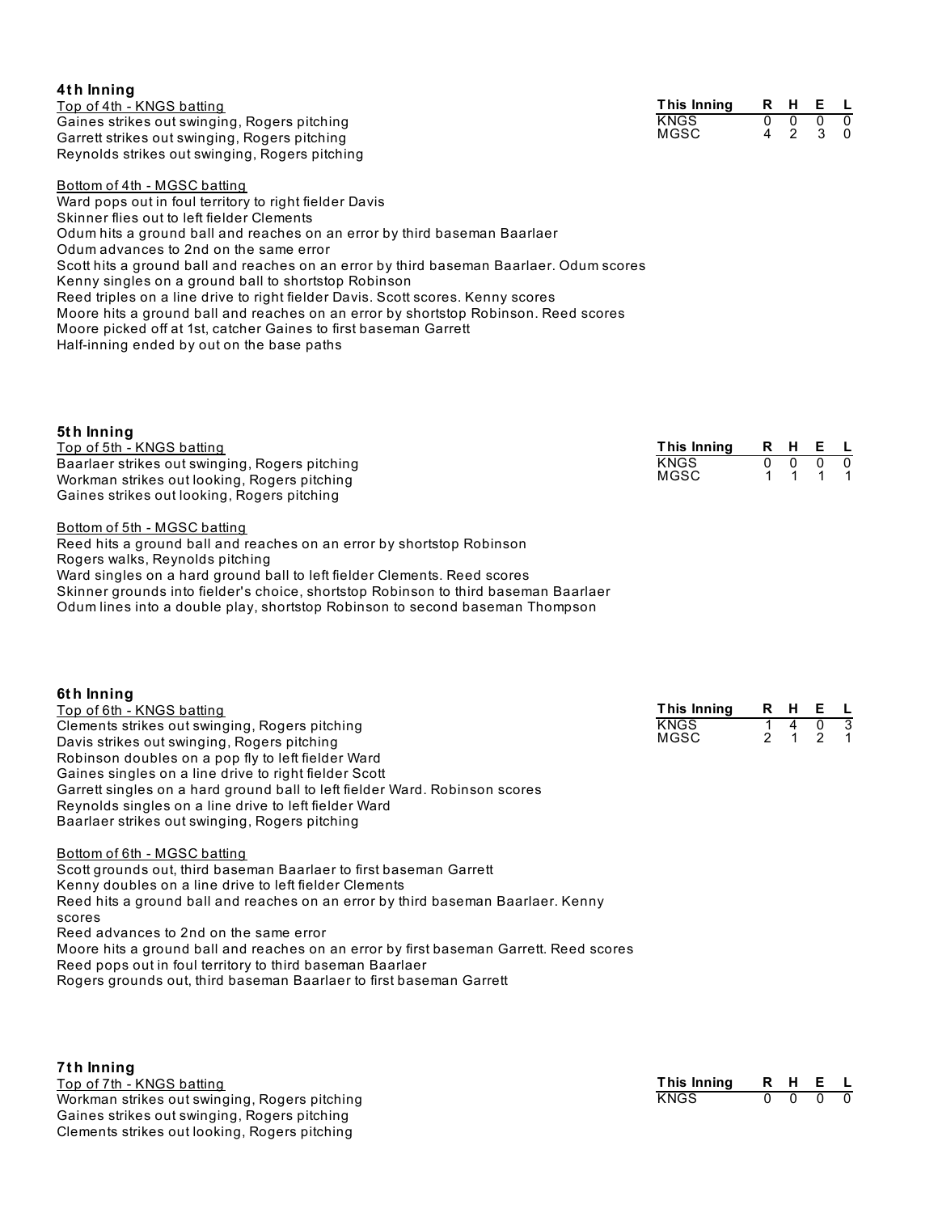### 4th Inning

Top of 4th - KNGS batting

Gaines strikes out swinging, Rogers pitching
Garrett strikes out swinging, Rogers pitching
Reynolds strikes out swinging, Rogers pitching

| This Inning | R | H | E | L |
|---|---|---|---|---|
| KNGS | 0 | 0 | 0 | 0 |
| MGSC | 4 | 2 | 3 | 0 |

Bottom of 4th - MGSC batting

Ward pops out in foul territory to right fielder Davis
Skinner flies out to left fielder Clements
Odum hits a ground ball and reaches on an error by third baseman Baarlaer
Odum advances to 2nd on the same error
Scott hits a ground ball and reaches on an error by third baseman Baarlaer. Odum scores
Kenny singles on a ground ball to shortstop Robinson
Reed triples on a line drive to right fielder Davis. Scott scores. Kenny scores
Moore hits a ground ball and reaches on an error by shortstop Robinson. Reed scores
Moore picked off at 1st, catcher Gaines to first baseman Garrett
Half-inning ended by out on the base paths

### 5th Inning

Top of 5th - KNGS batting

Baarlaer strikes out swinging, Rogers pitching
Workman strikes out looking, Rogers pitching
Gaines strikes out looking, Rogers pitching

| This Inning | R | H | E | L |
|---|---|---|---|---|
| KNGS | 0 | 0 | 0 | 0 |
| MGSC | 1 | 1 | 1 | 1 |

Bottom of 5th - MGSC batting

Reed hits a ground ball and reaches on an error by shortstop Robinson
Rogers walks, Reynolds pitching
Ward singles on a hard ground ball to left fielder Clements. Reed scores
Skinner grounds into fielder's choice, shortstop Robinson to third baseman Baarlaer
Odum lines into a double play, shortstop Robinson to second baseman Thompson

### 6th Inning

Top of 6th - KNGS batting

Clements strikes out swinging, Rogers pitching
Davis strikes out swinging, Rogers pitching
Robinson doubles on a pop fly to left fielder Ward
Gaines singles on a line drive to right fielder Scott
Garrett singles on a hard ground ball to left fielder Ward. Robinson scores
Reynolds singles on a line drive to left fielder Ward
Baarlaer strikes out swinging, Rogers pitching

| This Inning | R | H | E | L |
|---|---|---|---|---|
| KNGS | 1 | 4 | 0 | 3 |
| MGSC | 2 | 1 | 2 | 1 |

Bottom of 6th - MGSC batting

Scott grounds out, third baseman Baarlaer to first baseman Garrett
Kenny doubles on a line drive to left fielder Clements
Reed hits a ground ball and reaches on an error by third baseman Baarlaer. Kenny scores
Reed advances to 2nd on the same error
Moore hits a ground ball and reaches on an error by first baseman Garrett. Reed scores
Reed pops out in foul territory to third baseman Baarlaer
Rogers grounds out, third baseman Baarlaer to first baseman Garrett

### 7th Inning

Top of 7th - KNGS batting

Workman strikes out swinging, Rogers pitching
Gaines strikes out swinging, Rogers pitching
Clements strikes out looking, Rogers pitching

| This Inning | R | H | E | L |
|---|---|---|---|---|
| KNGS | 0 | 0 | 0 | 0 |